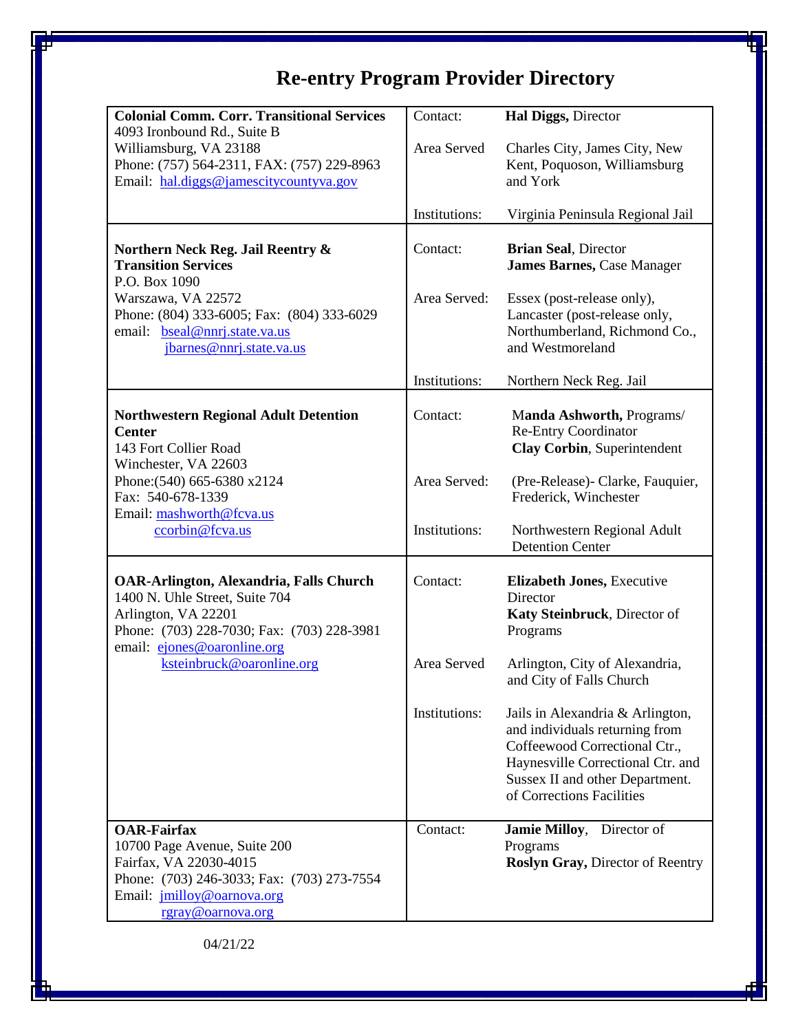# Re-entry Program Provider Directory

| Provider | Details | |
|---|---|---|
| **Colonial Comm. Corr. Transitional Services**<br>4093 Ironbound Rd., Suite B<br>Williamsburg, VA 23188<br>Phone: (757) 564-2311, FAX: (757) 229-8963<br>Email: hal.diggs@jamescitycountyva.gov | Contact:<br><br>Area Served<br><br><br><br>Institutions: | **Hal Diggs,** Director<br><br>Charles City, James City, New Kent, Poquoson, Williamsburg and York<br><br>Virginia Peninsula Regional Jail |
| **Northern Neck Reg. Jail Reentry & Transition Services**<br>P.O. Box 1090<br>Warszawa, VA 22572<br>Phone: (804) 333-6005; Fax: (804) 333-6029<br>email: bseal@nnrj.state.va.us<br>jbarnes@nnrj.state.va.us | Contact:<br><br><br>Area Served:<br><br><br><br><br>Institutions: | **Brian Seal**, Director<br>**James Barnes,** Case Manager<br><br>Essex (post-release only), Lancaster (post-release only, Northumberland, Richmond Co., and Westmoreland<br><br>Northern Neck Reg. Jail |
| **Northwestern Regional Adult Detention Center**<br>143 Fort Collier Road<br>Winchester, VA 22603<br>Phone:(540) 665-6380 x2124<br>Fax: 540-678-1339<br>Email: mashworth@fcva.us<br>ccorbin@fcva.us | Contact:<br><br><br><br>Area Served:<br><br><br>Institutions: | **Manda Ashworth,** Programs/ Re-Entry Coordinator<br>**Clay Corbin**, Superintendent<br><br>(Pre-Release)- Clarke, Fauquier, Frederick, Winchester<br><br>Northwestern Regional Adult Detention Center |
| **OAR-Arlington, Alexandria, Falls Church**<br>1400 N. Uhle Street, Suite 704<br>Arlington, VA 22201<br>Phone: (703) 228-7030; Fax: (703) 228-3981<br>email: ejones@oaronline.org<br>ksteinbruck@oaronline.org | Contact:<br><br><br><br><br>Area Served<br><br><br>Institutions: | **Elizabeth Jones,** Executive Director<br>**Katy Steinbruck**, Director of Programs<br><br>Arlington, City of Alexandria, and City of Falls Church<br><br>Jails in Alexandria & Arlington, and individuals returning from Coffeewood Correctional Ctr., Haynesville Correctional Ctr. and Sussex II and other Department. of Corrections Facilities |
| **OAR-Fairfax**<br>10700 Page Avenue, Suite 200<br>Fairfax, VA 22030-4015<br>Phone: (703) 246-3033; Fax: (703) 273-7554<br>Email: jmilloy@oarnova.org<br>rgray@oarnova.org | Contact: | **Jamie Milloy**, Director of Programs<br>**Roslyn Gray,** Director of Reentry |

04/21/22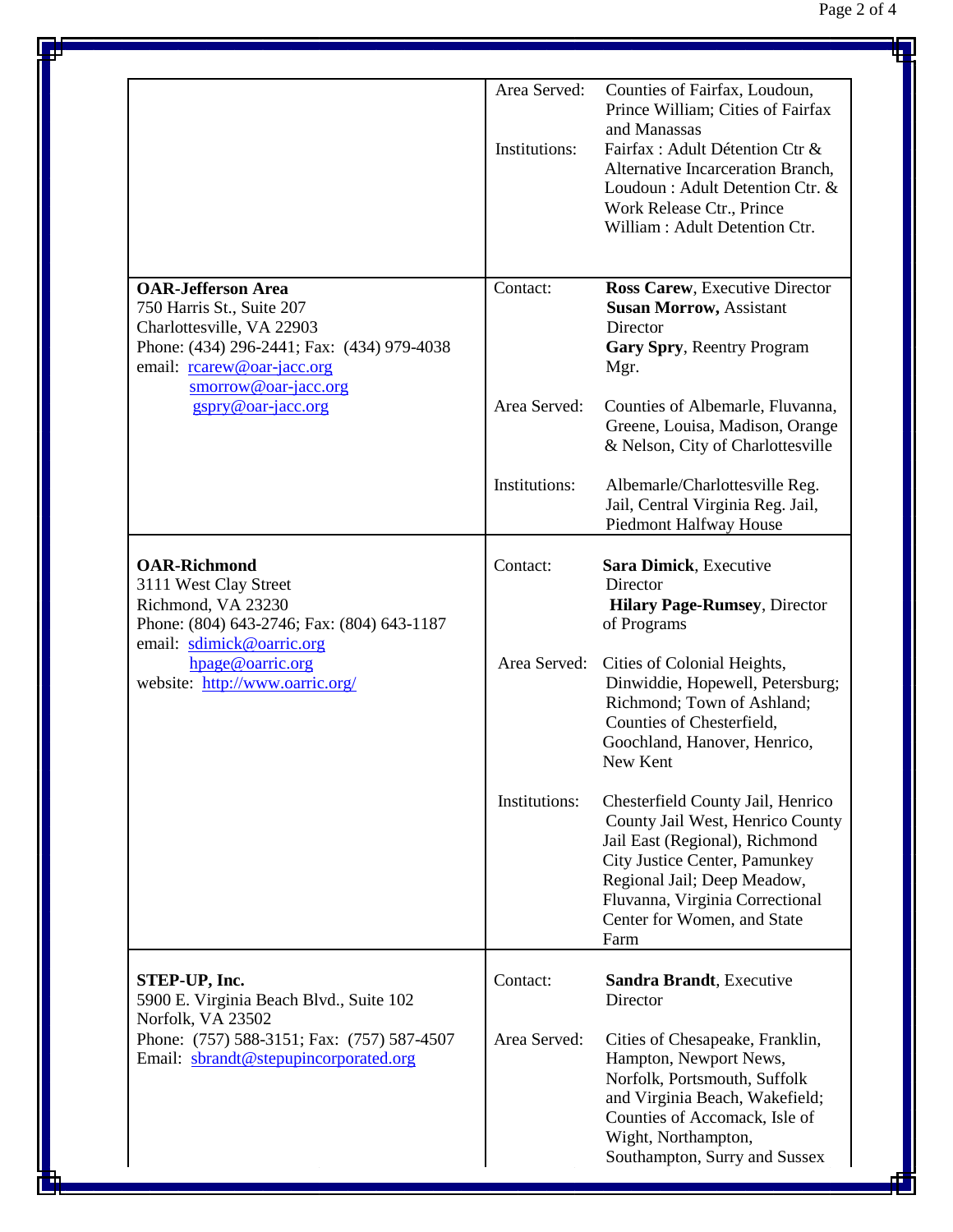| | | |
|---|---|---|
| | Area Served: | Counties of Fairfax, Loudoun, Prince William; Cities of Fairfax and Manassas |
| | Institutions: | Fairfax : Adult Détention Ctr & Alternative Incarceration Branch, Loudoun : Adult Detention Ctr. & Work Release Ctr., Prince William : Adult Detention Ctr. |
| **OAR-Jefferson Area**<br>750 Harris St., Suite 207<br>Charlottesville, VA 22903<br>Phone: (434) 296-2441; Fax: (434) 979-4038<br>email: rcarew@oar-jacc.org<br>smorrow@oar-jacc.org<br>gspry@oar-jacc.org | Contact: | **Ross Carew**, Executive Director<br>**Susan Morrow,** Assistant Director<br>**Gary Spry**, Reentry Program Mgr. |
| | Area Served: | Counties of Albemarle, Fluvanna, Greene, Louisa, Madison, Orange & Nelson, City of Charlottesville |
| | Institutions: | Albemarle/Charlottesville Reg. Jail, Central Virginia Reg. Jail, Piedmont Halfway House |
| **OAR-Richmond**<br>3111 West Clay Street<br>Richmond, VA 23230<br>Phone: (804) 643-2746; Fax: (804) 643-1187<br>email: sdimick@oarric.org<br>hpage@oarric.org<br>website: http://www.oarric.org/ | Contact: | **Sara Dimick**, Executive Director<br>**Hilary Page-Rumsey**, Director of Programs |
| | Area Served: | Cities of Colonial Heights, Dinwiddie, Hopewell, Petersburg; Richmond; Town of Ashland; Counties of Chesterfield, Goochland, Hanover, Henrico, New Kent |
| | Institutions: | Chesterfield County Jail, Henrico County Jail West, Henrico County Jail East (Regional), Richmond City Justice Center, Pamunkey Regional Jail; Deep Meadow, Fluvanna, Virginia Correctional Center for Women, and State Farm |
| **STEP-UP, Inc.**<br>5900 E. Virginia Beach Blvd., Suite 102<br>Norfolk, VA 23502<br>Phone: (757) 588-3151; Fax: (757) 587-4507<br>Email: sbrandt@stepupincorporated.org | Contact: | **Sandra Brandt**, Executive Director |
| | Area Served: | Cities of Chesapeake, Franklin, Hampton, Newport News, Norfolk, Portsmouth, Suffolk and Virginia Beach, Wakefield; Counties of Accomack, Isle of Wight, Northampton, Southampton, Surry and Sussex |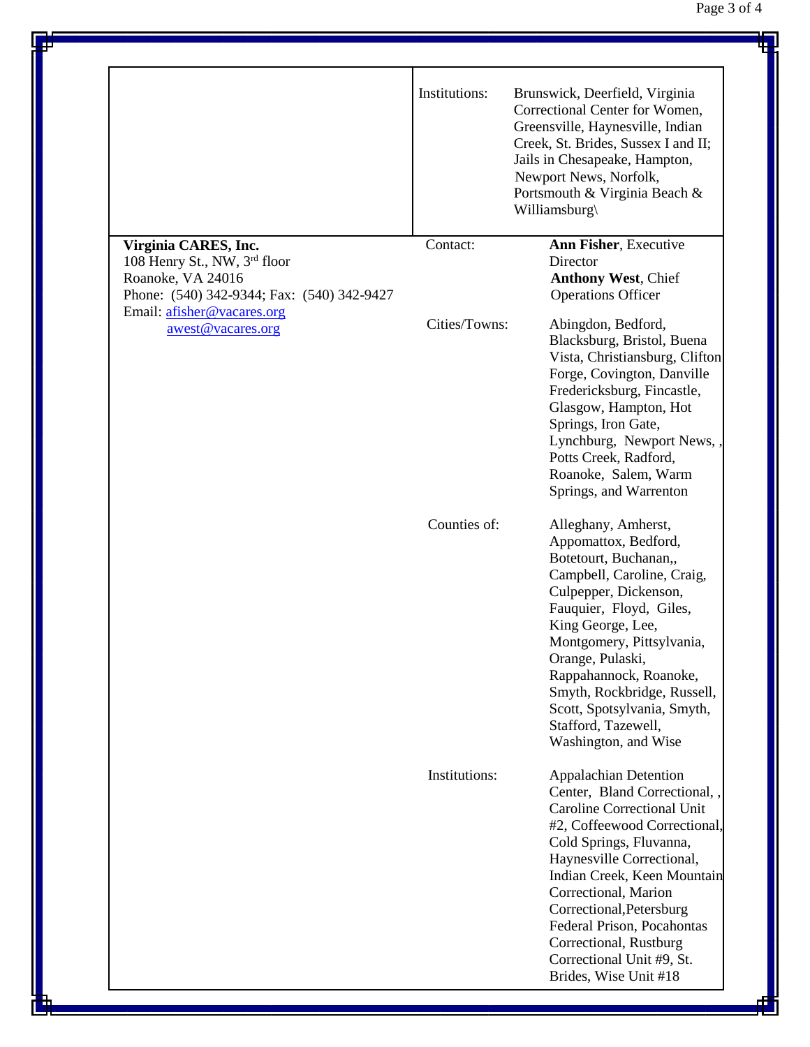| | | |
|---|---|---|
| | Institutions: | Brunswick, Deerfield, Virginia Correctional Center for Women, Greensville, Haynesville, Indian Creek, St. Brides, Sussex I and II; Jails in Chesapeake, Hampton, Newport News, Norfolk, Portsmouth & Virginia Beach & Williamsburg\ |
| **Virginia CARES, Inc.**<br>108 Henry St., NW, 3rd floor<br>Roanoke, VA 24016<br>Phone: (540) 342-9344; Fax: (540) 342-9427<br>Email: afisher@vacares.org<br>awest@vacares.org | Contact: | **Ann Fisher**, Executive Director<br>**Anthony West**, Chief Operations Officer |
| | Cities/Towns: | Abingdon, Bedford, Blacksburg, Bristol, Buena Vista, Christiansburg, Clifton Forge, Covington, Danville Fredericksburg, Fincastle, Glasgow, Hampton, Hot Springs, Iron Gate, Lynchburg, Newport News, , Potts Creek, Radford, Roanoke, Salem, Warm Springs, and Warrenton |
| | Counties of: | Alleghany, Amherst, Appomattox, Bedford, Botetourt, Buchanan,, Campbell, Caroline, Craig, Culpepper, Dickenson, Fauquier, Floyd, Giles, King George, Lee, Montgomery, Pittsylvania, Orange, Pulaski, Rappahannock, Roanoke, Smyth, Rockbridge, Russell, Scott, Spotsylvania, Smyth, Stafford, Tazewell, Washington, and Wise |
| | Institutions: | Appalachian Detention Center, Bland Correctional, , Caroline Correctional Unit #2, Coffeewood Correctional, Cold Springs, Fluvanna, Haynesville Correctional, Indian Creek, Keen Mountain Correctional, Marion Correctional,Petersburg Federal Prison, Pocahontas Correctional, Rustburg Correctional Unit #9, St. Brides, Wise Unit #18 |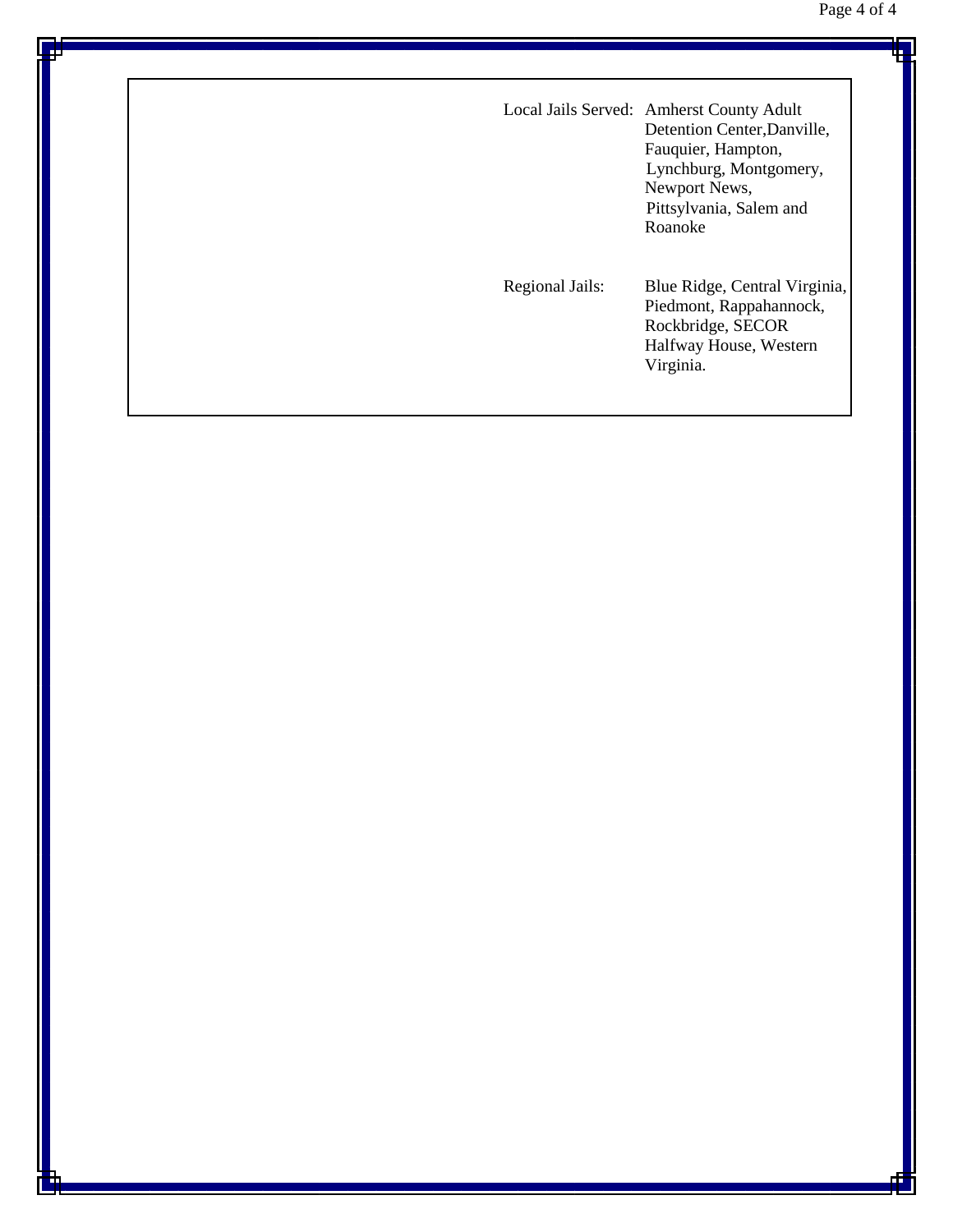| | |
|---|---|
| Local Jails Served: | Amherst County Adult Detention Center,Danville, Fauquier, Hampton, Lynchburg, Montgomery, Newport News, Pittsylvania, Salem and Roanoke |
| Regional Jails: | Blue Ridge, Central Virginia, Piedmont, Rappahannock, Rockbridge, SECOR Halfway House, Western Virginia. |